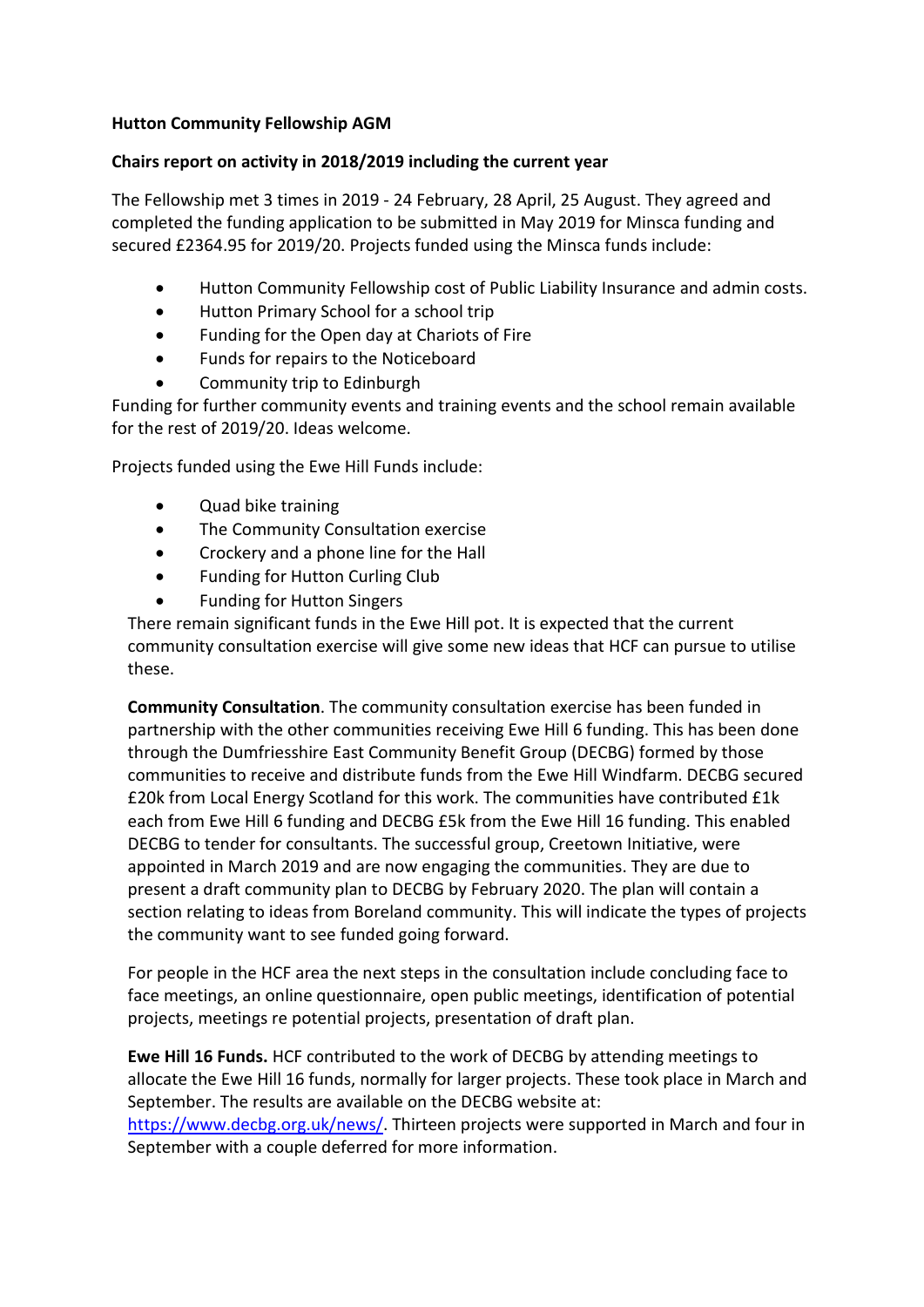**Hutton Community Fellowship AGM**

**Chairs report on activity in 2018/2019 including the current year**

The Fellowship met 3 times in 2019 - 24 February, 28 April, 25 August. They agreed and completed the funding application to be submitted in May 2019 for Minsca funding and secured £2364.95 for 2019/20. Projects funded using the Minsca funds include:

- Hutton Community Fellowship cost of Public Liability Insurance and admin costs.
- Hutton Primary School for a school trip
- Funding for the Open day at Chariots of Fire
- Funds for repairs to the Noticeboard
- Community trip to Edinburgh

Funding for further community events and training events and the school remain available for the rest of 2019/20. Ideas welcome.

Projects funded using the Ewe Hill Funds include:

- Quad bike training
- The Community Consultation exercise
- Crockery and a phone line for the Hall
- Funding for Hutton Curling Club
- Funding for Hutton Singers

There remain significant funds in the Ewe Hill pot. It is expected that the current community consultation exercise will give some new ideas that HCF can pursue to utilise these.

**Community Consultation**. The community consultation exercise has been funded in partnership with the other communities receiving Ewe Hill 6 funding. This has been done through the Dumfriesshire East Community Benefit Group (DECBG) formed by those communities to receive and distribute funds from the Ewe Hill Windfarm. DECBG secured £20k from Local Energy Scotland for this work. The communities have contributed £1k each from Ewe Hill 6 funding and DECBG £5k from the Ewe Hill 16 funding. This enabled DECBG to tender for consultants. The successful group, Creetown Initiative, were appointed in March 2019 and are now engaging the communities. They are due to present a draft community plan to DECBG by February 2020. The plan will contain a section relating to ideas from Boreland community. This will indicate the types of projects the community want to see funded going forward.

For people in the HCF area the next steps in the consultation include concluding face to face meetings, an online questionnaire, open public meetings, identification of potential projects, meetings re potential projects, presentation of draft plan.

**Ewe Hill 16 Funds.** HCF contributed to the work of DECBG by attending meetings to allocate the Ewe Hill 16 funds, normally for larger projects. These took place in March and September. The results are available on the DECBG website at: https://www.decbg.org.uk/news/. Thirteen projects were supported in March and four in September with a couple deferred for more information.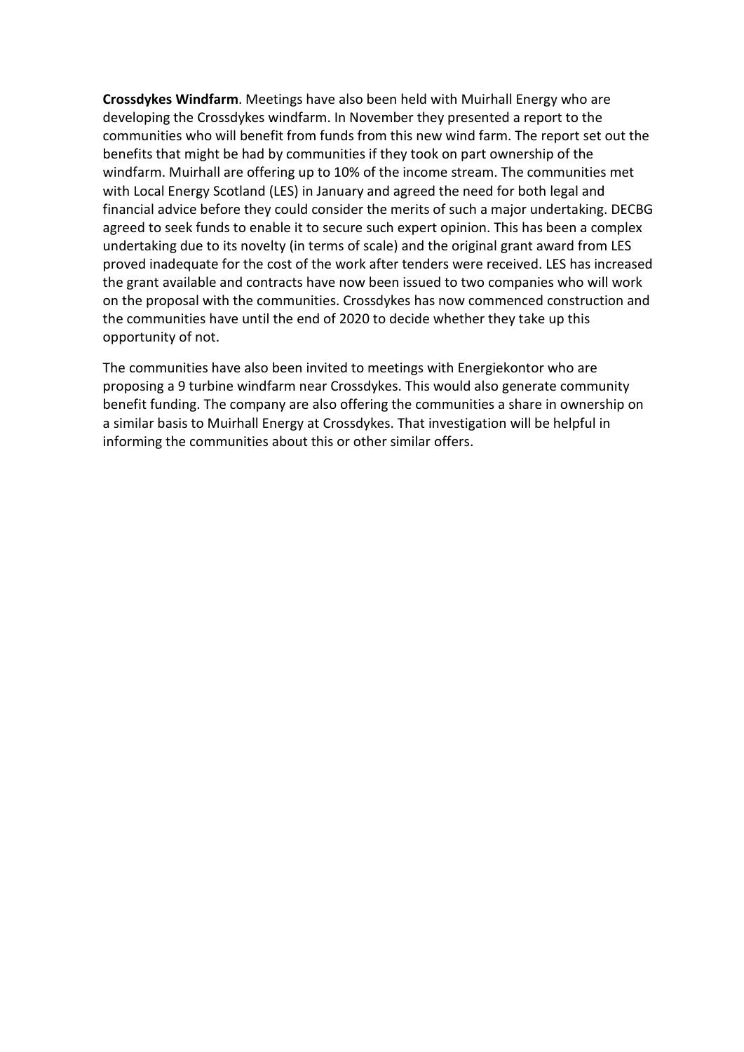**Crossdykes Windfarm**. Meetings have also been held with Muirhall Energy who are developing the Crossdykes windfarm. In November they presented a report to the communities who will benefit from funds from this new wind farm. The report set out the benefits that might be had by communities if they took on part ownership of the windfarm. Muirhall are offering up to 10% of the income stream. The communities met with Local Energy Scotland (LES) in January and agreed the need for both legal and financial advice before they could consider the merits of such a major undertaking. DECBG agreed to seek funds to enable it to secure such expert opinion. This has been a complex undertaking due to its novelty (in terms of scale) and the original grant award from LES proved inadequate for the cost of the work after tenders were received. LES has increased the grant available and contracts have now been issued to two companies who will work on the proposal with the communities. Crossdykes has now commenced construction and the communities have until the end of 2020 to decide whether they take up this opportunity of not.

The communities have also been invited to meetings with Energiekontor who are proposing a 9 turbine windfarm near Crossdykes. This would also generate community benefit funding. The company are also offering the communities a share in ownership on a similar basis to Muirhall Energy at Crossdykes. That investigation will be helpful in informing the communities about this or other similar offers.